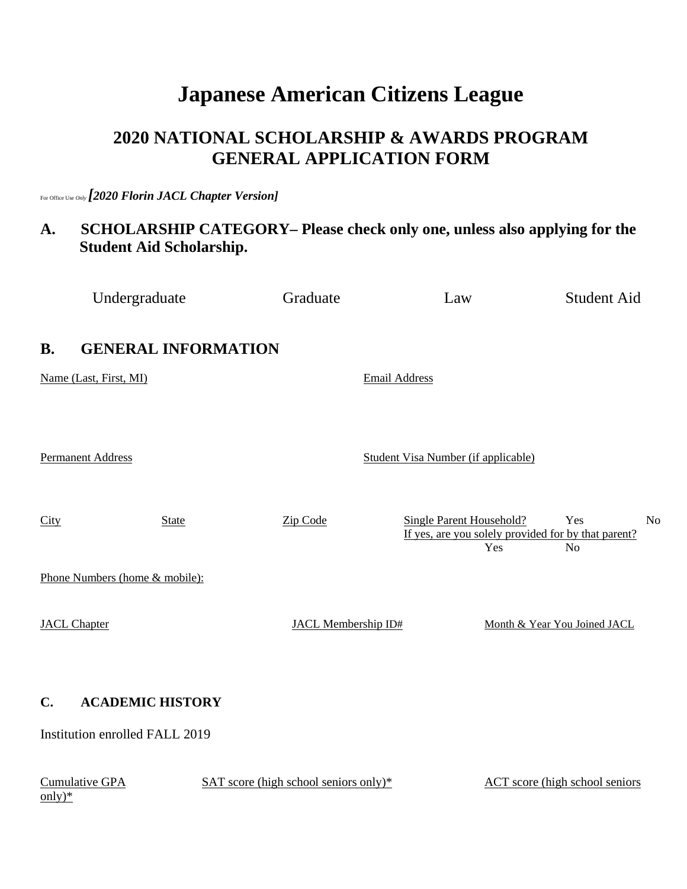# Japanese American Citizens League

## 2020 NATIONAL SCHOLARSHIP & AWARDS PROGRAM GENERAL APPLICATION FORM

For Office Use *Only* ***[2020 Florin JACL Chapter Version]***

### A. SCHOLARSHIP CATEGORY– Please check only one, unless also applying for the Student Aid Scholarship.

Undergraduate Graduate Law Student Aid

### B. GENERAL INFORMATION

Name (Last, First, MI)

Email Address

Permanent Address

Student Visa Number (if applicable)

City State Zip Code

Single Parent Household? Yes No
If yes, are you solely provided for by that parent? Yes No

Phone Numbers (home & mobile):

JACL Chapter JACL Membership ID# Month & Year You Joined JACL

### C. ACADEMIC HISTORY

Institution enrolled FALL 2019

Cumulative GPA SAT score (high school seniors only)* ACT score (high school seniors only)*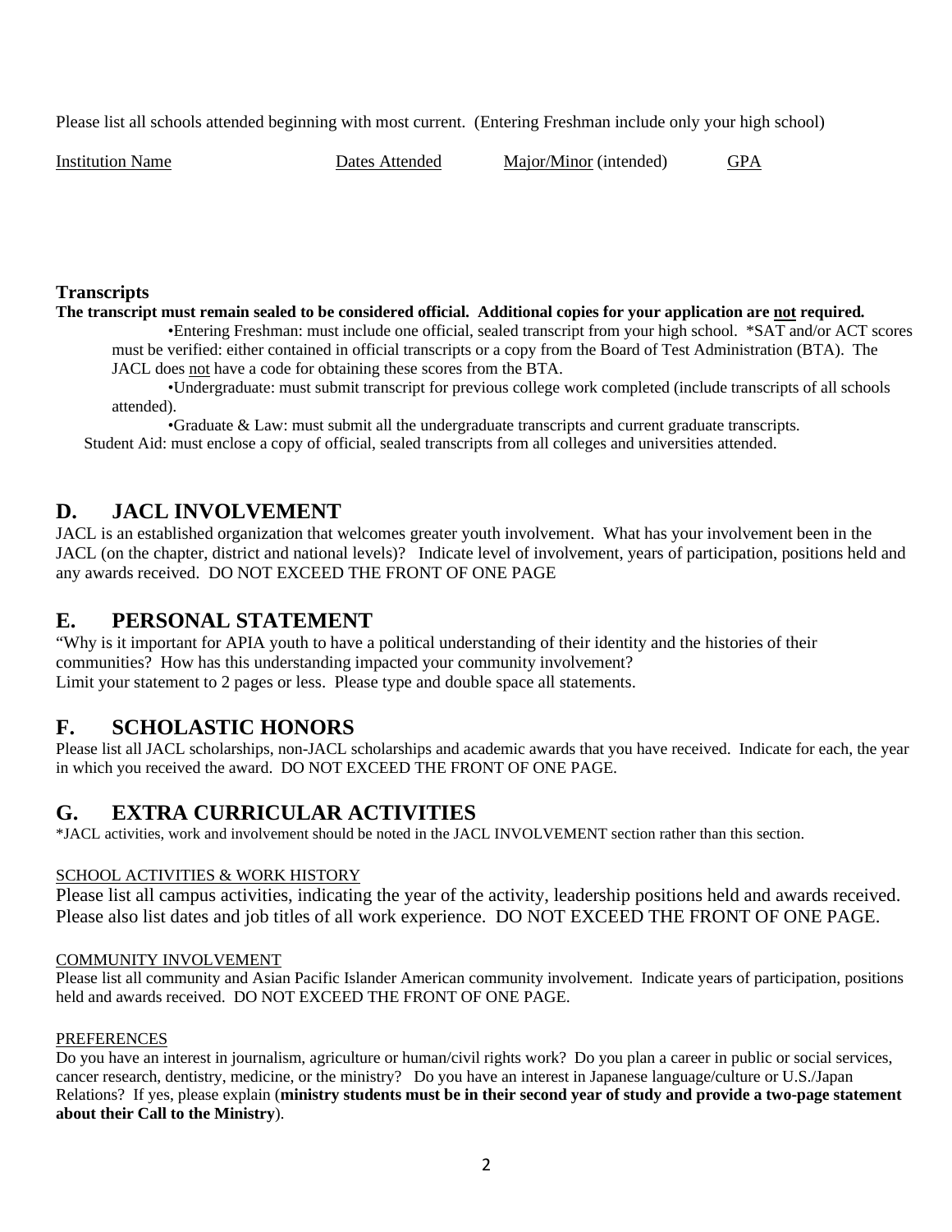Please list all schools attended beginning with most current. (Entering Freshman include only your high school)

| Institution Name | Dates Attended | Major/Minor (intended) | GPA |
|---|---|---|---|
| | | | |

### Transcripts

**The transcript must remain sealed to be considered official. Additional copies for your application are not required.**

- Entering Freshman: must include one official, sealed transcript from your high school. *SAT and/or ACT scores must be verified: either contained in official transcripts or a copy from the Board of Test Administration (BTA). The JACL does not have a code for obtaining these scores from the BTA.
- Undergraduate: must submit transcript for previous college work completed (include transcripts of all schools attended).
- Graduate & Law: must submit all the undergraduate transcripts and current graduate transcripts.

Student Aid: must enclose a copy of official, sealed transcripts from all colleges and universities attended.

## D. JACL INVOLVEMENT

JACL is an established organization that welcomes greater youth involvement. What has your involvement been in the JACL (on the chapter, district and national levels)? Indicate level of involvement, years of participation, positions held and any awards received. DO NOT EXCEED THE FRONT OF ONE PAGE

## E. PERSONAL STATEMENT

"Why is it important for APIA youth to have a political understanding of their identity and the histories of their communities? How has this understanding impacted your community involvement?
Limit your statement to 2 pages or less. Please type and double space all statements.

## F. SCHOLASTIC HONORS

Please list all JACL scholarships, non-JACL scholarships and academic awards that you have received. Indicate for each, the year in which you received the award. DO NOT EXCEED THE FRONT OF ONE PAGE.

## G. EXTRA CURRICULAR ACTIVITIES

*JACL activities, work and involvement should be noted in the JACL INVOLVEMENT section rather than this section.

SCHOOL ACTIVITIES & WORK HISTORY

Please list all campus activities, indicating the year of the activity, leadership positions held and awards received. Please also list dates and job titles of all work experience. DO NOT EXCEED THE FRONT OF ONE PAGE.

COMMUNITY INVOLVEMENT

Please list all community and Asian Pacific Islander American community involvement. Indicate years of participation, positions held and awards received. DO NOT EXCEED THE FRONT OF ONE PAGE.

PREFERENCES

Do you have an interest in journalism, agriculture or human/civil rights work? Do you plan a career in public or social services, cancer research, dentistry, medicine, or the ministry? Do you have an interest in Japanese language/culture or U.S./Japan Relations? If yes, please explain (**ministry students must be in their second year of study and provide a two-page statement about their Call to the Ministry**).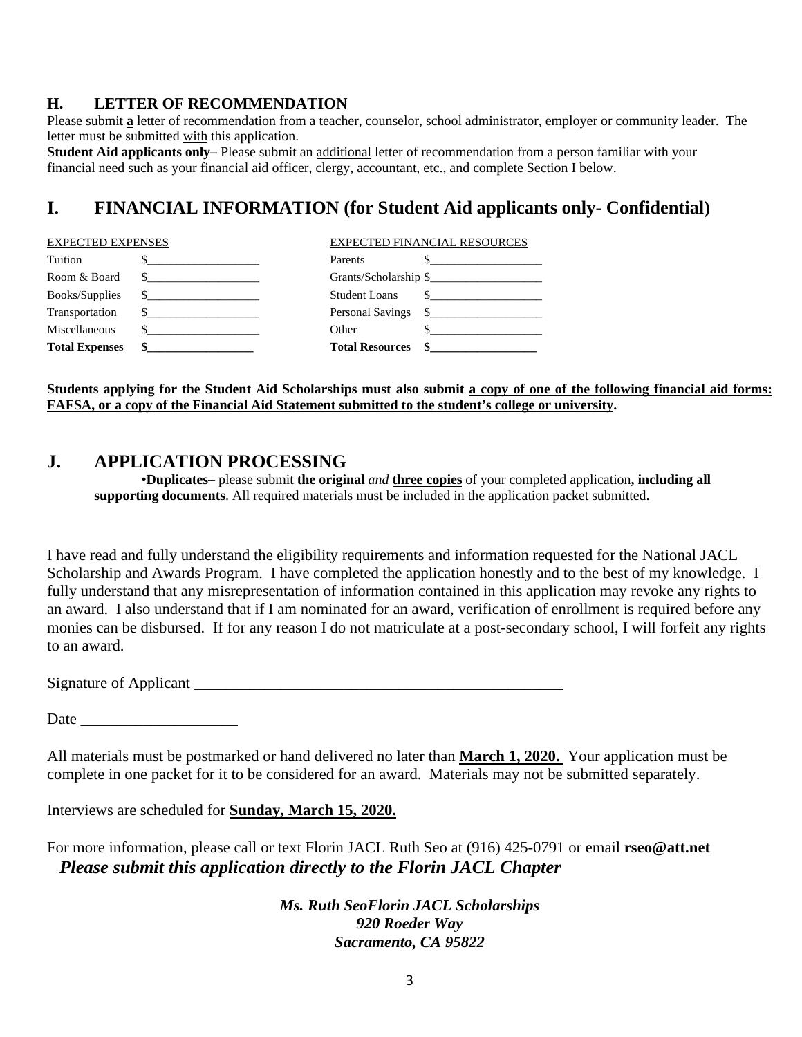## H. LETTER OF RECOMMENDATION

Please submit **a** letter of recommendation from a teacher, counselor, school administrator, employer or community leader. The letter must be submitted with this application.

**Student Aid applicants only–** Please submit an additional letter of recommendation from a person familiar with your financial need such as your financial aid officer, clergy, accountant, etc., and complete Section I below.

# I. FINANCIAL INFORMATION (for Student Aid applicants only- Confidential)

| EXPECTED EXPENSES | | EXPECTED FINANCIAL RESOURCES | |
|---|---|---|---|
| Tuition | $___________________ | Parents | $___________________ |
| Room & Board | $___________________ | Grants/Scholarship | $___________________ |
| Books/Supplies | $___________________ | Student Loans | $___________________ |
| Transportation | $___________________ | Personal Savings | $___________________ |
| Miscellaneous | $___________________ | Other | $___________________ |
| **Total Expenses** | **$__________________** | **Total Resources** | **$__________________** |

**Students applying for the Student Aid Scholarships must also submit a copy of one of the following financial aid forms: FAFSA, or a copy of the Financial Aid Statement submitted to the student's college or university.**

## J. APPLICATION PROCESSING

•**Duplicates**– please submit **the original** *and* **three copies** of your completed application**, including all supporting documents**. All required materials must be included in the application packet submitted.

I have read and fully understand the eligibility requirements and information requested for the National JACL Scholarship and Awards Program. I have completed the application honestly and to the best of my knowledge. I fully understand that any misrepresentation of information contained in this application may revoke any rights to an award. I also understand that if I am nominated for an award, verification of enrollment is required before any monies can be disbursed. If for any reason I do not matriculate at a post-secondary school, I will forfeit any rights to an award.

Signature of Applicant ________________________________________________

Date ____________________

All materials must be postmarked or hand delivered no later than **March 1, 2020.** Your application must be complete in one packet for it to be considered for an award. Materials may not be submitted separately.

Interviews are scheduled for **Sunday, March 15, 2020.**

For more information, please call or text Florin JACL Ruth Seo at (916) 425-0791 or email **rseo@att.net**

***Please submit this application directly to the Florin JACL Chapter***

***Ms. Ruth SeoFlorin JACL Scholarships***
***920 Roeder Way***
***Sacramento, CA 95822***